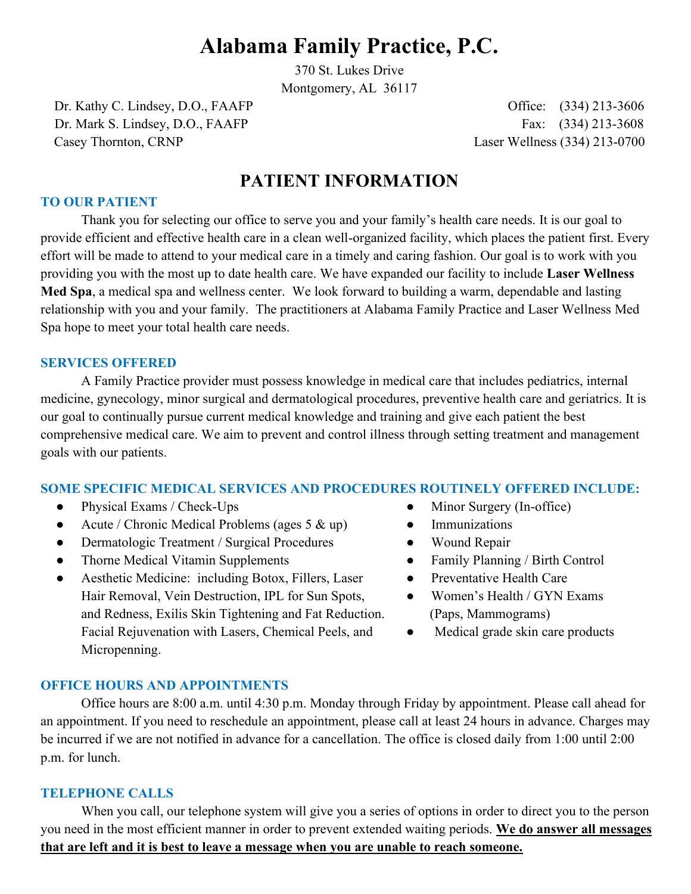# Alabama Family Practice, P.C.

370 St. Lukes Drive
Montgomery, AL 36117

Dr. Kathy C. Lindsey, D.O., FAAFP
Dr. Mark S. Lindsey, D.O., FAAFP
Casey Thornton, CRNP

Office: (334) 213-3606
Fax: (334) 213-3608
Laser Wellness (334) 213-0700

## PATIENT INFORMATION

### TO OUR PATIENT

Thank you for selecting our office to serve you and your family's health care needs. It is our goal to provide efficient and effective health care in a clean well-organized facility, which places the patient first. Every effort will be made to attend to your medical care in a timely and caring fashion. Our goal is to work with you providing you with the most up to date health care. We have expanded our facility to include **Laser Wellness Med Spa**, a medical spa and wellness center. We look forward to building a warm, dependable and lasting relationship with you and your family. The practitioners at Alabama Family Practice and Laser Wellness Med Spa hope to meet your total health care needs.

### SERVICES OFFERED

A Family Practice provider must possess knowledge in medical care that includes pediatrics, internal medicine, gynecology, minor surgical and dermatological procedures, preventive health care and geriatrics. It is our goal to continually pursue current medical knowledge and training and give each patient the best comprehensive medical care. We aim to prevent and control illness through setting treatment and management goals with our patients.

### SOME SPECIFIC MEDICAL SERVICES AND PROCEDURES ROUTINELY OFFERED INCLUDE:

- Physical Exams / Check-Ups
- Acute / Chronic Medical Problems (ages 5 & up)
- Dermatologic Treatment / Surgical Procedures
- Thorne Medical Vitamin Supplements
- Aesthetic Medicine: including Botox, Fillers, Laser Hair Removal, Vein Destruction, IPL for Sun Spots, and Redness, Exilis Skin Tightening and Fat Reduction. Facial Rejuvenation with Lasers, Chemical Peels, and Micropenning.
- Minor Surgery (In-office)
- Immunizations
- Wound Repair
- Family Planning / Birth Control
- Preventative Health Care
- Women's Health / GYN Exams (Paps, Mammograms)
- Medical grade skin care products

### OFFICE HOURS AND APPOINTMENTS

Office hours are 8:00 a.m. until 4:30 p.m. Monday through Friday by appointment. Please call ahead for an appointment. If you need to reschedule an appointment, please call at least 24 hours in advance. Charges may be incurred if we are not notified in advance for a cancellation. The office is closed daily from 1:00 until 2:00 p.m. for lunch.

### TELEPHONE CALLS

When you call, our telephone system will give you a series of options in order to direct you to the person you need in the most efficient manner in order to prevent extended waiting periods. **We do answer all messages that are left and it is best to leave a message when you are unable to reach someone.**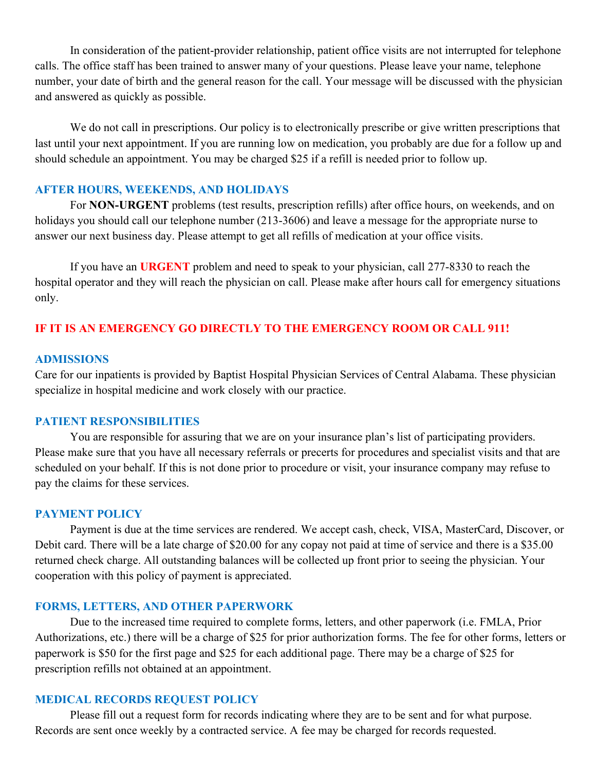In consideration of the patient-provider relationship, patient office visits are not interrupted for telephone calls. The office staff has been trained to answer many of your questions. Please leave your name, telephone number, your date of birth and the general reason for the call. Your message will be discussed with the physician and answered as quickly as possible.

We do not call in prescriptions. Our policy is to electronically prescribe or give written prescriptions that last until your next appointment. If you are running low on medication, you probably are due for a follow up and should schedule an appointment. You may be charged $25 if a refill is needed prior to follow up.

## AFTER HOURS, WEEKENDS, AND HOLIDAYS

For **NON-URGENT** problems (test results, prescription refills) after office hours, on weekends, and on holidays you should call our telephone number (213-3606) and leave a message for the appropriate nurse to answer our next business day. Please attempt to get all refills of medication at your office visits.

If you have an **URGENT** problem and need to speak to your physician, call 277-8330 to reach the hospital operator and they will reach the physician on call. Please make after hours call for emergency situations only.

**IF IT IS AN EMERGENCY GO DIRECTLY TO THE EMERGENCY ROOM OR CALL 911!**

## ADMISSIONS

Care for our inpatients is provided by Baptist Hospital Physician Services of Central Alabama. These physician specialize in hospital medicine and work closely with our practice.

## PATIENT RESPONSIBILITIES

You are responsible for assuring that we are on your insurance plan's list of participating providers. Please make sure that you have all necessary referrals or precerts for procedures and specialist visits and that are scheduled on your behalf. If this is not done prior to procedure or visit, your insurance company may refuse to pay the claims for these services.

## PAYMENT POLICY

Payment is due at the time services are rendered. We accept cash, check, VISA, MasterCard, Discover, or Debit card. There will be a late charge of $20.00 for any copay not paid at time of service and there is a $35.00 returned check charge. All outstanding balances will be collected up front prior to seeing the physician. Your cooperation with this policy of payment is appreciated.

## FORMS, LETTERS, AND OTHER PAPERWORK

Due to the increased time required to complete forms, letters, and other paperwork (i.e. FMLA, Prior Authorizations, etc.) there will be a charge of $25 for prior authorization forms. The fee for other forms, letters or paperwork is $50 for the first page and $25 for each additional page. There may be a charge of $25 for prescription refills not obtained at an appointment.

## MEDICAL RECORDS REQUEST POLICY

Please fill out a request form for records indicating where they are to be sent and for what purpose. Records are sent once weekly by a contracted service. A fee may be charged for records requested.